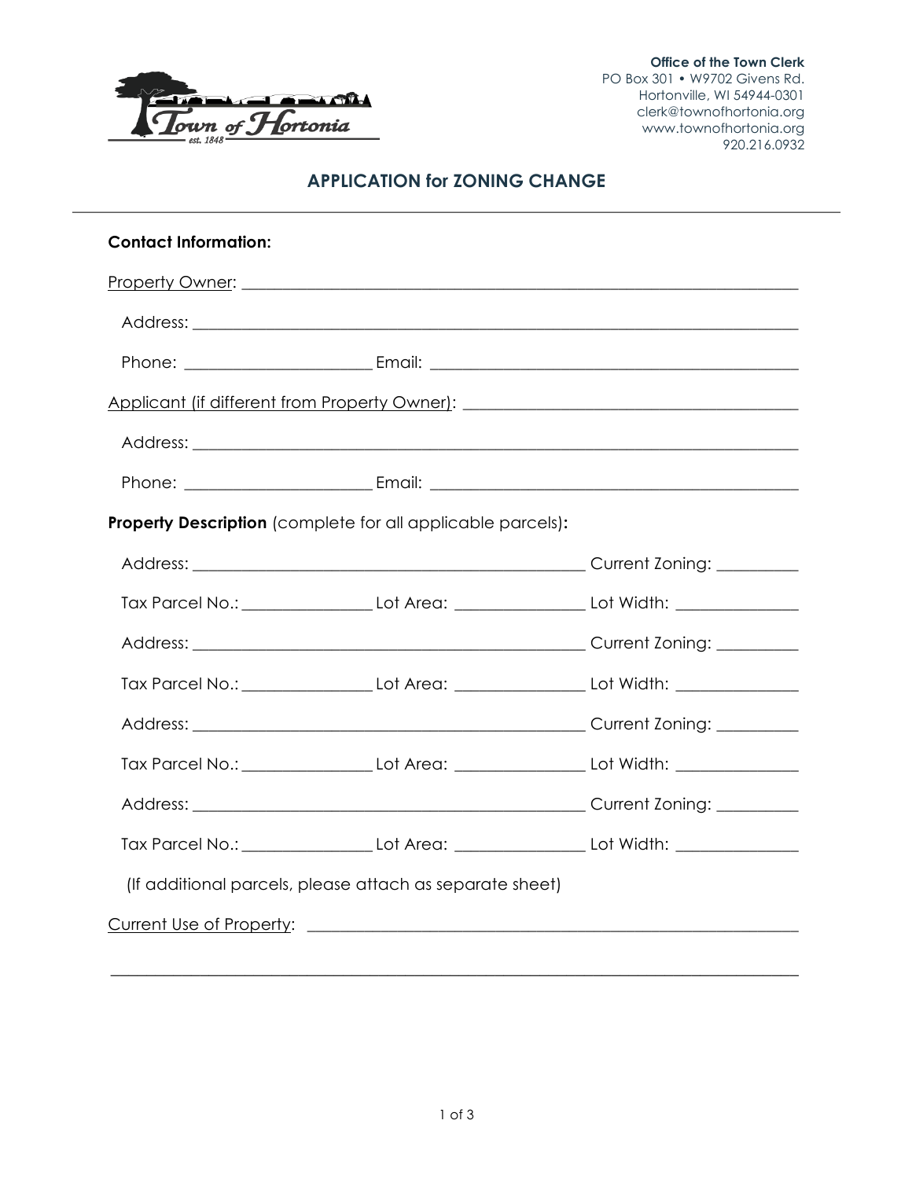**Office of the Town Clerk**
PO Box 301 • W9702 Givens Rd.
Hortonville, WI 54944-0301
clerk@townofhortonia.org
www.townofhortonia.org
920.216.0932

## APPLICATION for ZONING CHANGE

**Contact Information:**

Property Owner: ______________________________________________________________

Address: ______________________________________________________________

Phone: ____________________ Email: ________________________________________

Applicant (if different from Property Owner): ______________________________________

Address: ______________________________________________________________

Phone: ____________________ Email: ________________________________________

**Property Description** (complete for all applicable parcels)**:**

Address: ____________________________________________ Current Zoning: _________

Tax Parcel No.: ______________ Lot Area: ______________ Lot Width: ______________

Address: ____________________________________________ Current Zoning: _________

Tax Parcel No.: ______________ Lot Area: ______________ Lot Width: ______________

Address: ____________________________________________ Current Zoning: _________

Tax Parcel No.: ______________ Lot Area: ______________ Lot Width: ______________

Address: ____________________________________________ Current Zoning: _________

Tax Parcel No.: ______________ Lot Area: ______________ Lot Width: ______________

(If additional parcels, please attach as separate sheet)

Current Use of Property: ________________________________________________________

______________________________________________________________________________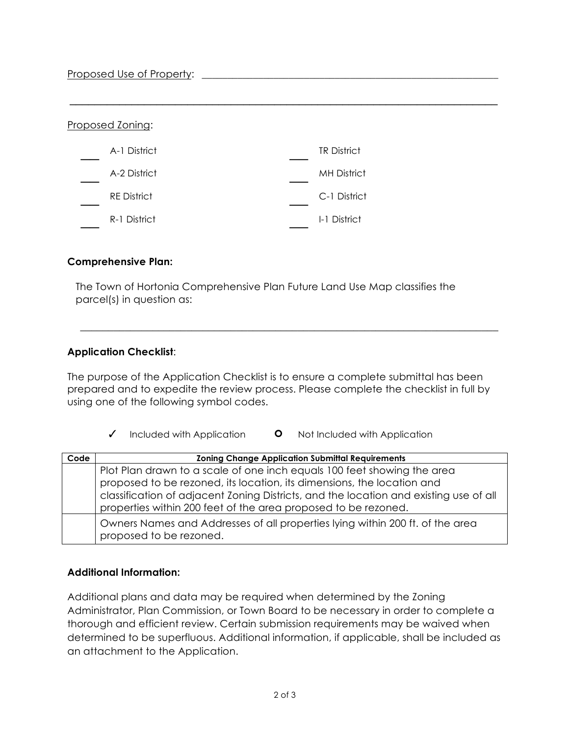Proposed Use of Property: ______________________________________________________________

______________________________________________________________________________

Proposed Zoning:

| | | | |
|---|---|---|---|
| ___ | A-1 District | ___ | TR District |
| ___ | A-2 District | ___ | MH District |
| ___ | RE District | ___ | C-1 District |
| ___ | R-1 District | ___ | I-1 District |

**Comprehensive Plan:**

The Town of Hortonia Comprehensive Plan Future Land Use Map classifies the parcel(s) in question as:

______________________________________________________________________________

**Application Checklist**:

The purpose of the Application Checklist is to ensure a complete submittal has been prepared and to expedite the review process. Please complete the checklist in full by using one of the following symbol codes.

✓ Included with Application    **O** Not Included with Application

| Code | Zoning Change Application Submittal Requirements |
|---|---|
| | Plot Plan drawn to a scale of one inch equals 100 feet showing the area proposed to be rezoned, its location, its dimensions, the location and classification of adjacent Zoning Districts, and the location and existing use of all properties within 200 feet of the area proposed to be rezoned. |
| | Owners Names and Addresses of all properties lying within 200 ft. of the area proposed to be rezoned. |

**Additional Information:**

Additional plans and data may be required when determined by the Zoning Administrator, Plan Commission, or Town Board to be necessary in order to complete a thorough and efficient review. Certain submission requirements may be waived when determined to be superfluous. Additional information, if applicable, shall be included as an attachment to the Application.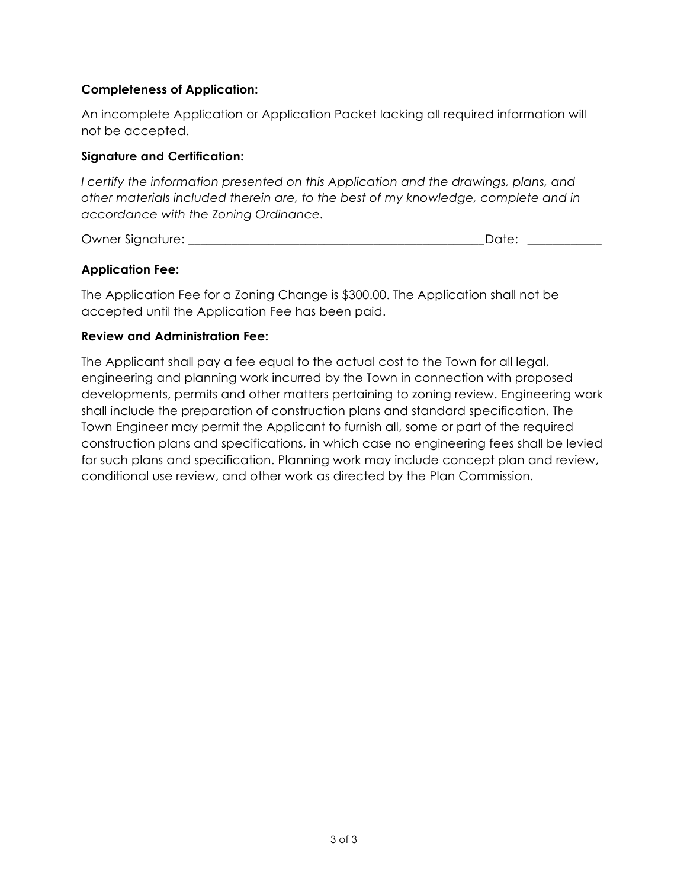**Completeness of Application:**

An incomplete Application or Application Packet lacking all required information will not be accepted.

**Signature and Certification:**

*I certify the information presented on this Application and the drawings, plans, and other materials included therein are, to the best of my knowledge, complete and in accordance with the Zoning Ordinance.*

Owner Signature: ______________________________________________Date: ___________

**Application Fee:**

The Application Fee for a Zoning Change is $300.00. The Application shall not be accepted until the Application Fee has been paid.

**Review and Administration Fee:**

The Applicant shall pay a fee equal to the actual cost to the Town for all legal, engineering and planning work incurred by the Town in connection with proposed developments, permits and other matters pertaining to zoning review. Engineering work shall include the preparation of construction plans and standard specification. The Town Engineer may permit the Applicant to furnish all, some or part of the required construction plans and specifications, in which case no engineering fees shall be levied for such plans and specification. Planning work may include concept plan and review, conditional use review, and other work as directed by the Plan Commission.